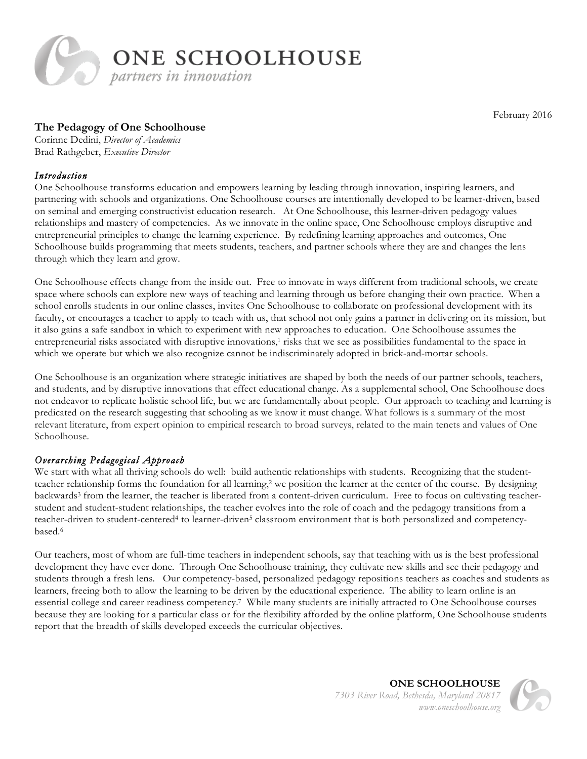# ONE SCHOOLHOUSE

*partners in innovation*

February 2016

## The Pedagogy of One Schoolhouse

Corinne Dedini, *Director of Academics*
Brad Rathgeber, *Executive Director*

### *Introduction*

One Schoolhouse transforms education and empowers learning by leading through innovation, inspiring learners, and partnering with schools and organizations. One Schoolhouse courses are intentionally developed to be learner-driven, based on seminal and emerging constructivist education research. At One Schoolhouse, this learner-driven pedagogy values relationships and mastery of competencies. As we innovate in the online space, One Schoolhouse employs disruptive and entrepreneurial principles to change the learning experience. By redefining learning approaches and outcomes, One Schoolhouse builds programming that meets students, teachers, and partner schools where they are and changes the lens through which they learn and grow.

One Schoolhouse effects change from the inside out. Free to innovate in ways different from traditional schools, we create space where schools can explore new ways of teaching and learning through us before changing their own practice. When a school enrolls students in our online classes, invites One Schoolhouse to collaborate on professional development with its faculty, or encourages a teacher to apply to teach with us, that school not only gains a partner in delivering on its mission, but it also gains a safe sandbox in which to experiment with new approaches to education. One Schoolhouse assumes the entrepreneurial risks associated with disruptive innovations,[1] risks that we see as possibilities fundamental to the space in which we operate but which we also recognize cannot be indiscriminately adopted in brick-and-mortar schools.

One Schoolhouse is an organization where strategic initiatives are shaped by both the needs of our partner schools, teachers, and students, and by disruptive innovations that effect educational change. As a supplemental school, One Schoolhouse does not endeavor to replicate holistic school life, but we are fundamentally about people. Our approach to teaching and learning is predicated on the research suggesting that schooling as we know it must change. What follows is a summary of the most relevant literature, from expert opinion to empirical research to broad surveys, related to the main tenets and values of One Schoolhouse.

### *Overarching Pedagogical Approach*

We start with what all thriving schools do well: build authentic relationships with students. Recognizing that the student-teacher relationship forms the foundation for all learning,[2] we position the learner at the center of the course. By designing backwards[3] from the learner, the teacher is liberated from a content-driven curriculum. Free to focus on cultivating teacher-student and student-student relationships, the teacher evolves into the role of coach and the pedagogy transitions from a teacher-driven to student-centered[4] to learner-driven[5] classroom environment that is both personalized and competency-based.[6]

Our teachers, most of whom are full-time teachers in independent schools, say that teaching with us is the best professional development they have ever done. Through One Schoolhouse training, they cultivate new skills and see their pedagogy and students through a fresh lens. Our competency-based, personalized pedagogy repositions teachers as coaches and students as learners, freeing both to allow the learning to be driven by the educational experience. The ability to learn online is an essential college and career readiness competency.[7] While many students are initially attracted to One Schoolhouse courses because they are looking for a particular class or for the flexibility afforded by the online platform, One Schoolhouse students report that the breadth of skills developed exceeds the curricular objectives.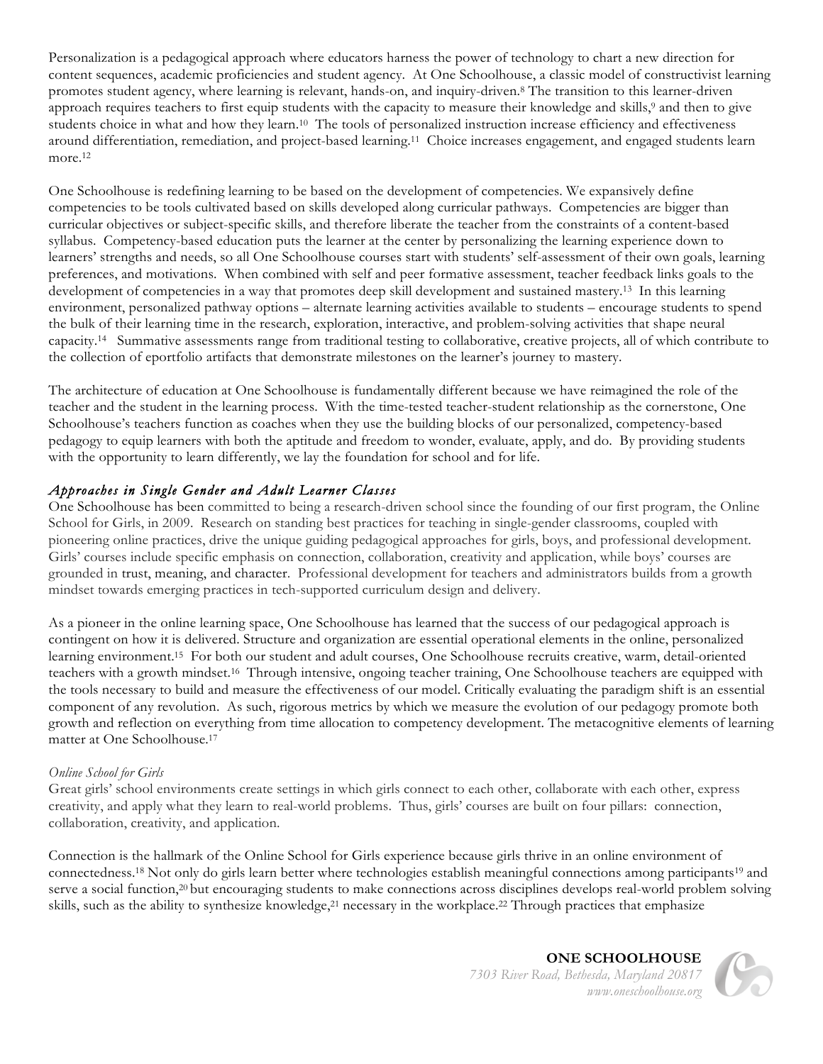Personalization is a pedagogical approach where educators harness the power of technology to chart a new direction for content sequences, academic proficiencies and student agency. At One Schoolhouse, a classic model of constructivist learning promotes student agency, where learning is relevant, hands-on, and inquiry-driven.[8] The transition to this learner-driven approach requires teachers to first equip students with the capacity to measure their knowledge and skills,[9] and then to give students choice in what and how they learn.[10] The tools of personalized instruction increase efficiency and effectiveness around differentiation, remediation, and project-based learning.[11] Choice increases engagement, and engaged students learn more.[12]

One Schoolhouse is redefining learning to be based on the development of competencies. We expansively define competencies to be tools cultivated based on skills developed along curricular pathways. Competencies are bigger than curricular objectives or subject-specific skills, and therefore liberate the teacher from the constraints of a content-based syllabus. Competency-based education puts the learner at the center by personalizing the learning experience down to learners' strengths and needs, so all One Schoolhouse courses start with students' self-assessment of their own goals, learning preferences, and motivations. When combined with self and peer formative assessment, teacher feedback links goals to the development of competencies in a way that promotes deep skill development and sustained mastery.[13] In this learning environment, personalized pathway options – alternate learning activities available to students – encourage students to spend the bulk of their learning time in the research, exploration, interactive, and problem-solving activities that shape neural capacity.[14] Summative assessments range from traditional testing to collaborative, creative projects, all of which contribute to the collection of eportfolio artifacts that demonstrate milestones on the learner's journey to mastery.

The architecture of education at One Schoolhouse is fundamentally different because we have reimagined the role of the teacher and the student in the learning process. With the time-tested teacher-student relationship as the cornerstone, One Schoolhouse's teachers function as coaches when they use the building blocks of our personalized, competency-based pedagogy to equip learners with both the aptitude and freedom to wonder, evaluate, apply, and do. By providing students with the opportunity to learn differently, we lay the foundation for school and for life.

### *Approaches in Single Gender and Adult Learner Classes*

One Schoolhouse has been committed to being a research-driven school since the founding of our first program, the Online School for Girls, in 2009. Research on standing best practices for teaching in single-gender classrooms, coupled with pioneering online practices, drive the unique guiding pedagogical approaches for girls, boys, and professional development. Girls' courses include specific emphasis on connection, collaboration, creativity and application, while boys' courses are grounded in trust, meaning, and character. Professional development for teachers and administrators builds from a growth mindset towards emerging practices in tech-supported curriculum design and delivery.

As a pioneer in the online learning space, One Schoolhouse has learned that the success of our pedagogical approach is contingent on how it is delivered. Structure and organization are essential operational elements in the online, personalized learning environment.[15] For both our student and adult courses, One Schoolhouse recruits creative, warm, detail-oriented teachers with a growth mindset.[16] Through intensive, ongoing teacher training, One Schoolhouse teachers are equipped with the tools necessary to build and measure the effectiveness of our model. Critically evaluating the paradigm shift is an essential component of any revolution. As such, rigorous metrics by which we measure the evolution of our pedagogy promote both growth and reflection on everything from time allocation to competency development. The metacognitive elements of learning matter at One Schoolhouse.[17]

*Online School for Girls*

Great girls' school environments create settings in which girls connect to each other, collaborate with each other, express creativity, and apply what they learn to real-world problems. Thus, girls' courses are built on four pillars: connection, collaboration, creativity, and application.

Connection is the hallmark of the Online School for Girls experience because girls thrive in an online environment of connectedness.[18] Not only do girls learn better where technologies establish meaningful connections among participants[19] and serve a social function,[20] but encouraging students to make connections across disciplines develops real-world problem solving skills, such as the ability to synthesize knowledge,[21] necessary in the workplace.[22] Through practices that emphasize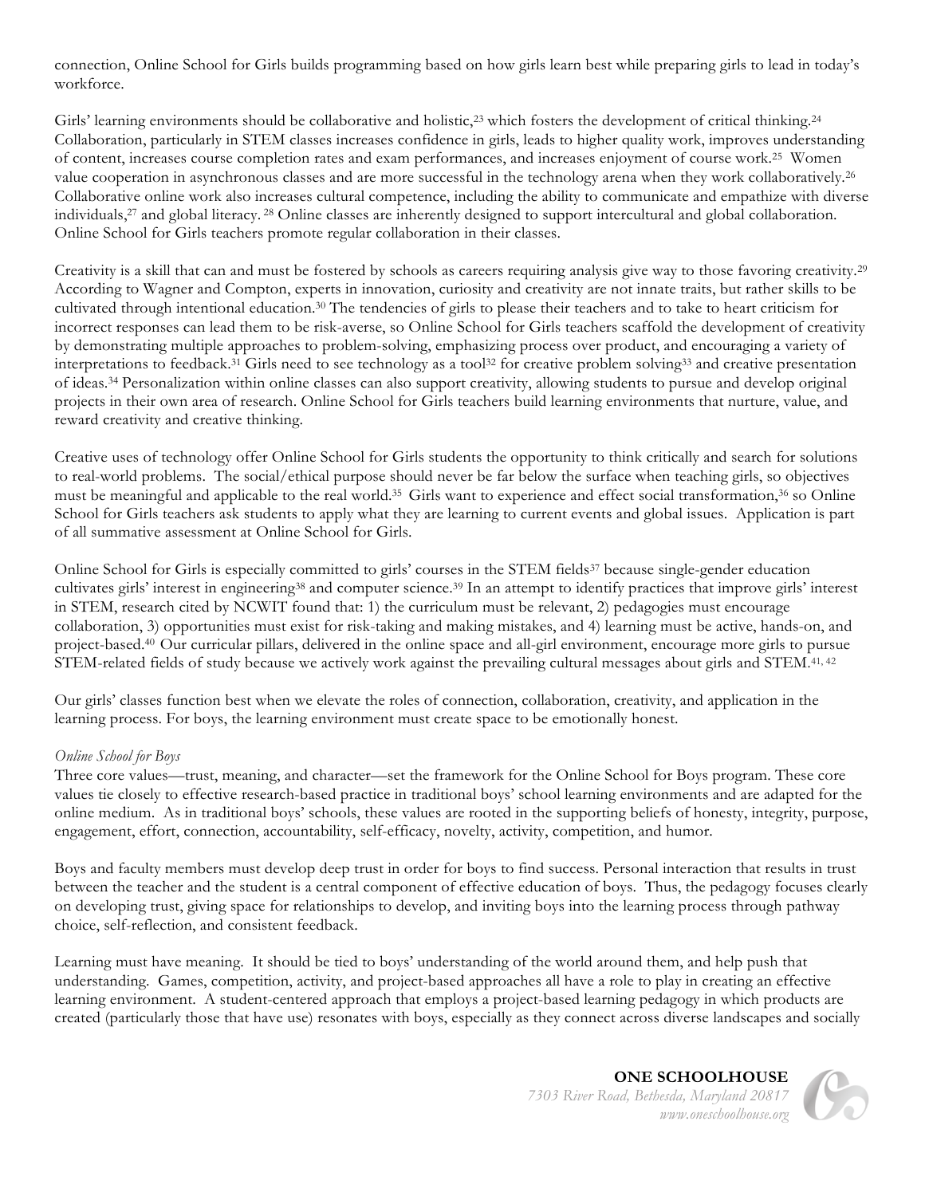connection, Online School for Girls builds programming based on how girls learn best while preparing girls to lead in today's workforce.

Girls' learning environments should be collaborative and holistic,[23] which fosters the development of critical thinking.[24] Collaboration, particularly in STEM classes increases confidence in girls, leads to higher quality work, improves understanding of content, increases course completion rates and exam performances, and increases enjoyment of course work.[25] Women value cooperation in asynchronous classes and are more successful in the technology arena when they work collaboratively.[26] Collaborative online work also increases cultural competence, including the ability to communicate and empathize with diverse individuals,[27] and global literacy.[28] Online classes are inherently designed to support intercultural and global collaboration. Online School for Girls teachers promote regular collaboration in their classes.

Creativity is a skill that can and must be fostered by schools as careers requiring analysis give way to those favoring creativity.[29] According to Wagner and Compton, experts in innovation, curiosity and creativity are not innate traits, but rather skills to be cultivated through intentional education.[30] The tendencies of girls to please their teachers and to take to heart criticism for incorrect responses can lead them to be risk-averse, so Online School for Girls teachers scaffold the development of creativity by demonstrating multiple approaches to problem-solving, emphasizing process over product, and encouraging a variety of interpretations to feedback.[31] Girls need to see technology as a tool[32] for creative problem solving[33] and creative presentation of ideas.[34] Personalization within online classes can also support creativity, allowing students to pursue and develop original projects in their own area of research. Online School for Girls teachers build learning environments that nurture, value, and reward creativity and creative thinking.

Creative uses of technology offer Online School for Girls students the opportunity to think critically and search for solutions to real-world problems. The social/ethical purpose should never be far below the surface when teaching girls, so objectives must be meaningful and applicable to the real world.[35] Girls want to experience and effect social transformation,[36] so Online School for Girls teachers ask students to apply what they are learning to current events and global issues. Application is part of all summative assessment at Online School for Girls.

Online School for Girls is especially committed to girls' courses in the STEM fields[37] because single-gender education cultivates girls' interest in engineering[38] and computer science.[39] In an attempt to identify practices that improve girls' interest in STEM, research cited by NCWIT found that: 1) the curriculum must be relevant, 2) pedagogies must encourage collaboration, 3) opportunities must exist for risk-taking and making mistakes, and 4) learning must be active, hands-on, and project-based.[40] Our curricular pillars, delivered in the online space and all-girl environment, encourage more girls to pursue STEM-related fields of study because we actively work against the prevailing cultural messages about girls and STEM.[41, 42]

Our girls' classes function best when we elevate the roles of connection, collaboration, creativity, and application in the learning process. For boys, the learning environment must create space to be emotionally honest.

*Online School for Boys*

Three core values—trust, meaning, and character—set the framework for the Online School for Boys program. These core values tie closely to effective research-based practice in traditional boys' school learning environments and are adapted for the online medium. As in traditional boys' schools, these values are rooted in the supporting beliefs of honesty, integrity, purpose, engagement, effort, connection, accountability, self-efficacy, novelty, activity, competition, and humor.

Boys and faculty members must develop deep trust in order for boys to find success. Personal interaction that results in trust between the teacher and the student is a central component of effective education of boys. Thus, the pedagogy focuses clearly on developing trust, giving space for relationships to develop, and inviting boys into the learning process through pathway choice, self-reflection, and consistent feedback.

Learning must have meaning. It should be tied to boys' understanding of the world around them, and help push that understanding. Games, competition, activity, and project-based approaches all have a role to play in creating an effective learning environment. A student-centered approach that employs a project-based learning pedagogy in which products are created (particularly those that have use) resonates with boys, especially as they connect across diverse landscapes and socially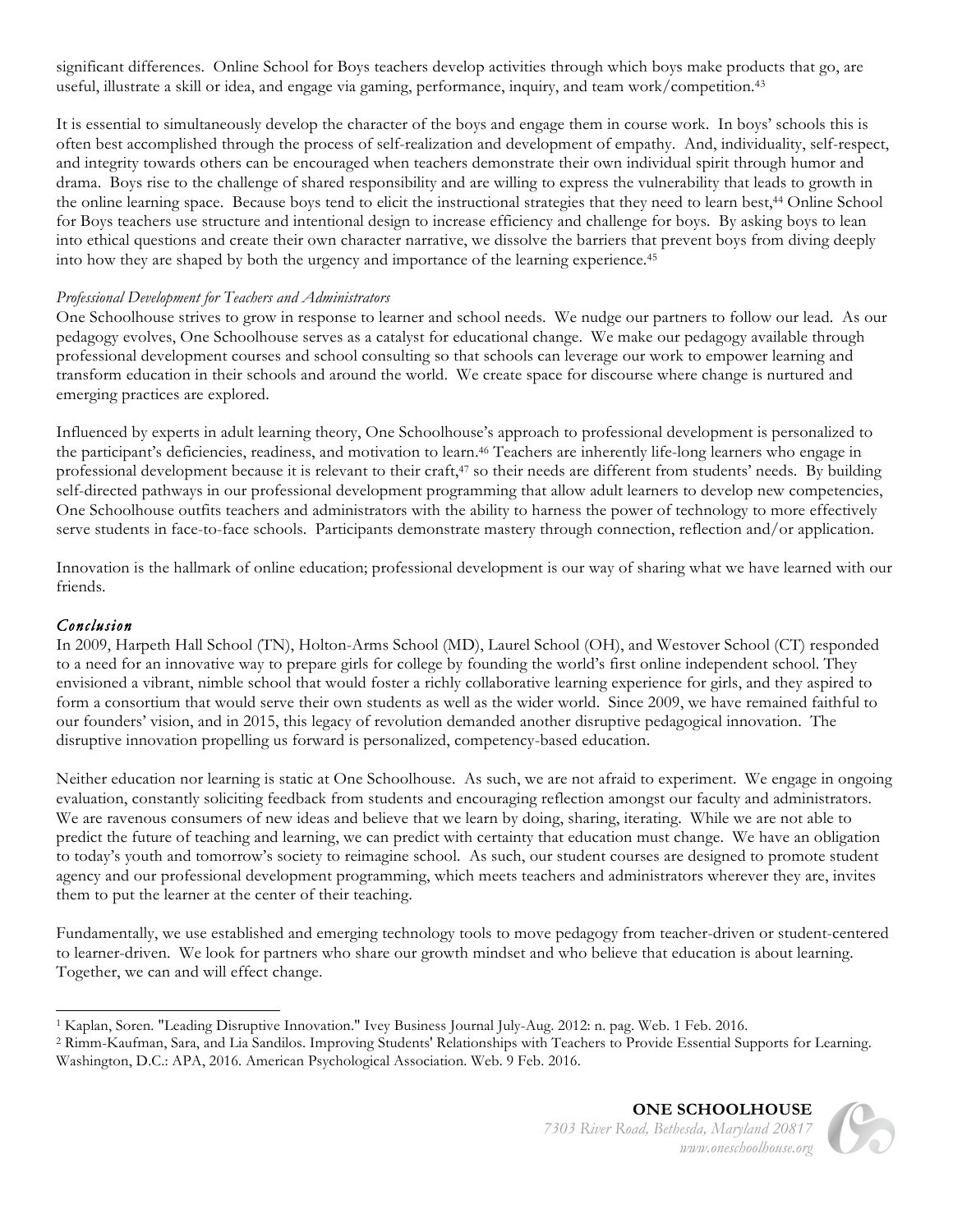significant differences. Online School for Boys teachers develop activities through which boys make products that go, are useful, illustrate a skill or idea, and engage via gaming, performance, inquiry, and team work/competition.[43]

It is essential to simultaneously develop the character of the boys and engage them in course work. In boys' schools this is often best accomplished through the process of self-realization and development of empathy. And, individuality, self-respect, and integrity towards others can be encouraged when teachers demonstrate their own individual spirit through humor and drama. Boys rise to the challenge of shared responsibility and are willing to express the vulnerability that leads to growth in the online learning space. Because boys tend to elicit the instructional strategies that they need to learn best,[44] Online School for Boys teachers use structure and intentional design to increase efficiency and challenge for boys. By asking boys to lean into ethical questions and create their own character narrative, we dissolve the barriers that prevent boys from diving deeply into how they are shaped by both the urgency and importance of the learning experience.[45]

*Professional Development for Teachers and Administrators*

One Schoolhouse strives to grow in response to learner and school needs. We nudge our partners to follow our lead. As our pedagogy evolves, One Schoolhouse serves as a catalyst for educational change. We make our pedagogy available through professional development courses and school consulting so that schools can leverage our work to empower learning and transform education in their schools and around the world. We create space for discourse where change is nurtured and emerging practices are explored.

Influenced by experts in adult learning theory, One Schoolhouse's approach to professional development is personalized to the participant's deficiencies, readiness, and motivation to learn.[46] Teachers are inherently life-long learners who engage in professional development because it is relevant to their craft,[47] so their needs are different from students' needs. By building self-directed pathways in our professional development programming that allow adult learners to develop new competencies, One Schoolhouse outfits teachers and administrators with the ability to harness the power of technology to more effectively serve students in face-to-face schools. Participants demonstrate mastery through connection, reflection and/or application.

Innovation is the hallmark of online education; professional development is our way of sharing what we have learned with our friends.

### *Conclusion*

In 2009, Harpeth Hall School (TN), Holton-Arms School (MD), Laurel School (OH), and Westover School (CT) responded to a need for an innovative way to prepare girls for college by founding the world's first online independent school. They envisioned a vibrant, nimble school that would foster a richly collaborative learning experience for girls, and they aspired to form a consortium that would serve their own students as well as the wider world. Since 2009, we have remained faithful to our founders' vision, and in 2015, this legacy of revolution demanded another disruptive pedagogical innovation. The disruptive innovation propelling us forward is personalized, competency-based education.

Neither education nor learning is static at One Schoolhouse. As such, we are not afraid to experiment. We engage in ongoing evaluation, constantly soliciting feedback from students and encouraging reflection amongst our faculty and administrators. We are ravenous consumers of new ideas and believe that we learn by doing, sharing, iterating. While we are not able to predict the future of teaching and learning, we can predict with certainty that education must change. We have an obligation to today's youth and tomorrow's society to reimagine school. As such, our student courses are designed to promote student agency and our professional development programming, which meets teachers and administrators wherever they are, invites them to put the learner at the center of their teaching.

Fundamentally, we use established and emerging technology tools to move pedagogy from teacher-driven or student-centered to learner-driven. We look for partners who share our growth mindset and who believe that education is about learning. Together, we can and will effect change.

---

[1] Kaplan, Soren. "Leading Disruptive Innovation." Ivey Business Journal July-Aug. 2012: n. pag. Web. 1 Feb. 2016.

[2] Rimm-Kaufman, Sara, and Lia Sandilos. Improving Students' Relationships with Teachers to Provide Essential Supports for Learning. Washington, D.C.: APA, 2016. American Psychological Association. Web. 9 Feb. 2016.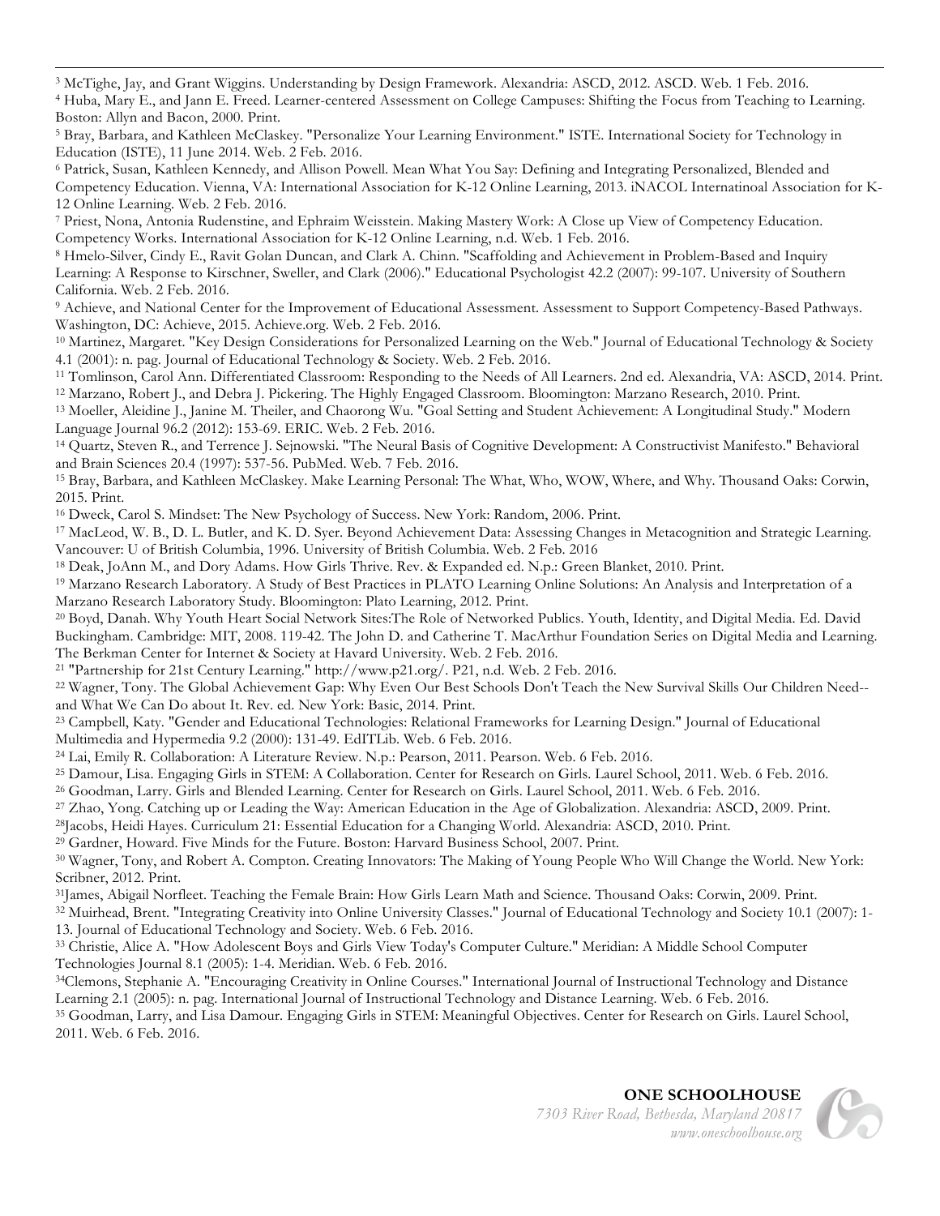[3] McTighe, Jay, and Grant Wiggins. Understanding by Design Framework. Alexandria: ASCD, 2012. ASCD. Web. 1 Feb. 2016.

[4] Huba, Mary E., and Jann E. Freed. Learner-centered Assessment on College Campuses: Shifting the Focus from Teaching to Learning. Boston: Allyn and Bacon, 2000. Print.

[5] Bray, Barbara, and Kathleen McClaskey. "Personalize Your Learning Environment." ISTE. International Society for Technology in Education (ISTE), 11 June 2014. Web. 2 Feb. 2016.

[6] Patrick, Susan, Kathleen Kennedy, and Allison Powell. Mean What You Say: Defining and Integrating Personalized, Blended and Competency Education. Vienna, VA: International Association for K-12 Online Learning, 2013. iNACOL Internatinoal Association for K-12 Online Learning. Web. 2 Feb. 2016.

[7] Priest, Nona, Antonia Rudenstine, and Ephraim Weisstein. Making Mastery Work: A Close up View of Competency Education. Competency Works. International Association for K-12 Online Learning, n.d. Web. 1 Feb. 2016.

[8] Hmelo-Silver, Cindy E., Ravit Golan Duncan, and Clark A. Chinn. "Scaffolding and Achievement in Problem-Based and Inquiry Learning: A Response to Kirschner, Sweller, and Clark (2006)." Educational Psychologist 42.2 (2007): 99-107. University of Southern California. Web. 2 Feb. 2016.

[9] Achieve, and National Center for the Improvement of Educational Assessment. Assessment to Support Competency-Based Pathways. Washington, DC: Achieve, 2015. Achieve.org. Web. 2 Feb. 2016.

[10] Martinez, Margaret. "Key Design Considerations for Personalized Learning on the Web." Journal of Educational Technology & Society 4.1 (2001): n. pag. Journal of Educational Technology & Society. Web. 2 Feb. 2016.

[11] Tomlinson, Carol Ann. Differentiated Classroom: Responding to the Needs of All Learners. 2nd ed. Alexandria, VA: ASCD, 2014. Print.

[12] Marzano, Robert J., and Debra J. Pickering. The Highly Engaged Classroom. Bloomington: Marzano Research, 2010. Print.

[13] Moeller, Aleidine J., Janine M. Theiler, and Chaorong Wu. "Goal Setting and Student Achievement: A Longitudinal Study." Modern Language Journal 96.2 (2012): 153-69. ERIC. Web. 2 Feb. 2016.

[14] Quartz, Steven R., and Terrence J. Sejnowski. "The Neural Basis of Cognitive Development: A Constructivist Manifesto." Behavioral and Brain Sciences 20.4 (1997): 537-56. PubMed. Web. 7 Feb. 2016.

[15] Bray, Barbara, and Kathleen McClaskey. Make Learning Personal: The What, Who, WOW, Where, and Why. Thousand Oaks: Corwin, 2015. Print.

[16] Dweck, Carol S. Mindset: The New Psychology of Success. New York: Random, 2006. Print.

[17] MacLeod, W. B., D. L. Butler, and K. D. Syer. Beyond Achievement Data: Assessing Changes in Metacognition and Strategic Learning. Vancouver: U of British Columbia, 1996. University of British Columbia. Web. 2 Feb. 2016

[18] Deak, JoAnn M., and Dory Adams. How Girls Thrive. Rev. & Expanded ed. N.p.: Green Blanket, 2010. Print.

[19] Marzano Research Laboratory. A Study of Best Practices in PLATO Learning Online Solutions: An Analysis and Interpretation of a Marzano Research Laboratory Study. Bloomington: Plato Learning, 2012. Print.

[20] Boyd, Danah. Why Youth Heart Social Network Sites:The Role of Networked Publics. Youth, Identity, and Digital Media. Ed. David Buckingham. Cambridge: MIT, 2008. 119-42. The John D. and Catherine T. MacArthur Foundation Series on Digital Media and Learning. The Berkman Center for Internet & Society at Havard University. Web. 2 Feb. 2016.

[21] "Partnership for 21st Century Learning." http://www.p21.org/. P21, n.d. Web. 2 Feb. 2016.

[22] Wagner, Tony. The Global Achievement Gap: Why Even Our Best Schools Don't Teach the New Survival Skills Our Children Need--and What We Can Do about It. Rev. ed. New York: Basic, 2014. Print.

[23] Campbell, Katy. "Gender and Educational Technologies: Relational Frameworks for Learning Design." Journal of Educational Multimedia and Hypermedia 9.2 (2000): 131-49. EdITLib. Web. 6 Feb. 2016.

[24] Lai, Emily R. Collaboration: A Literature Review. N.p.: Pearson, 2011. Pearson. Web. 6 Feb. 2016.

[25] Damour, Lisa. Engaging Girls in STEM: A Collaboration. Center for Research on Girls. Laurel School, 2011. Web. 6 Feb. 2016.

[26] Goodman, Larry. Girls and Blended Learning. Center for Research on Girls. Laurel School, 2011. Web. 6 Feb. 2016.

[27] Zhao, Yong. Catching up or Leading the Way: American Education in the Age of Globalization. Alexandria: ASCD, 2009. Print.

[28] Jacobs, Heidi Hayes. Curriculum 21: Essential Education for a Changing World. Alexandria: ASCD, 2010. Print.

[29] Gardner, Howard. Five Minds for the Future. Boston: Harvard Business School, 2007. Print.

[30] Wagner, Tony, and Robert A. Compton. Creating Innovators: The Making of Young People Who Will Change the World. New York: Scribner, 2012. Print.

[31] James, Abigail Norfleet. Teaching the Female Brain: How Girls Learn Math and Science. Thousand Oaks: Corwin, 2009. Print.

[32] Muirhead, Brent. "Integrating Creativity into Online University Classes." Journal of Educational Technology and Society 10.1 (2007): 1-13. Journal of Educational Technology and Society. Web. 6 Feb. 2016.

[33] Christie, Alice A. "How Adolescent Boys and Girls View Today's Computer Culture." Meridian: A Middle School Computer Technologies Journal 8.1 (2005): 1-4. Meridian. Web. 6 Feb. 2016.

[34] Clemons, Stephanie A. "Encouraging Creativity in Online Courses." International Journal of Instructional Technology and Distance Learning 2.1 (2005): n. pag. International Journal of Instructional Technology and Distance Learning. Web. 6 Feb. 2016.

[35] Goodman, Larry, and Lisa Damour. Engaging Girls in STEM: Meaningful Objectives. Center for Research on Girls. Laurel School, 2011. Web. 6 Feb. 2016.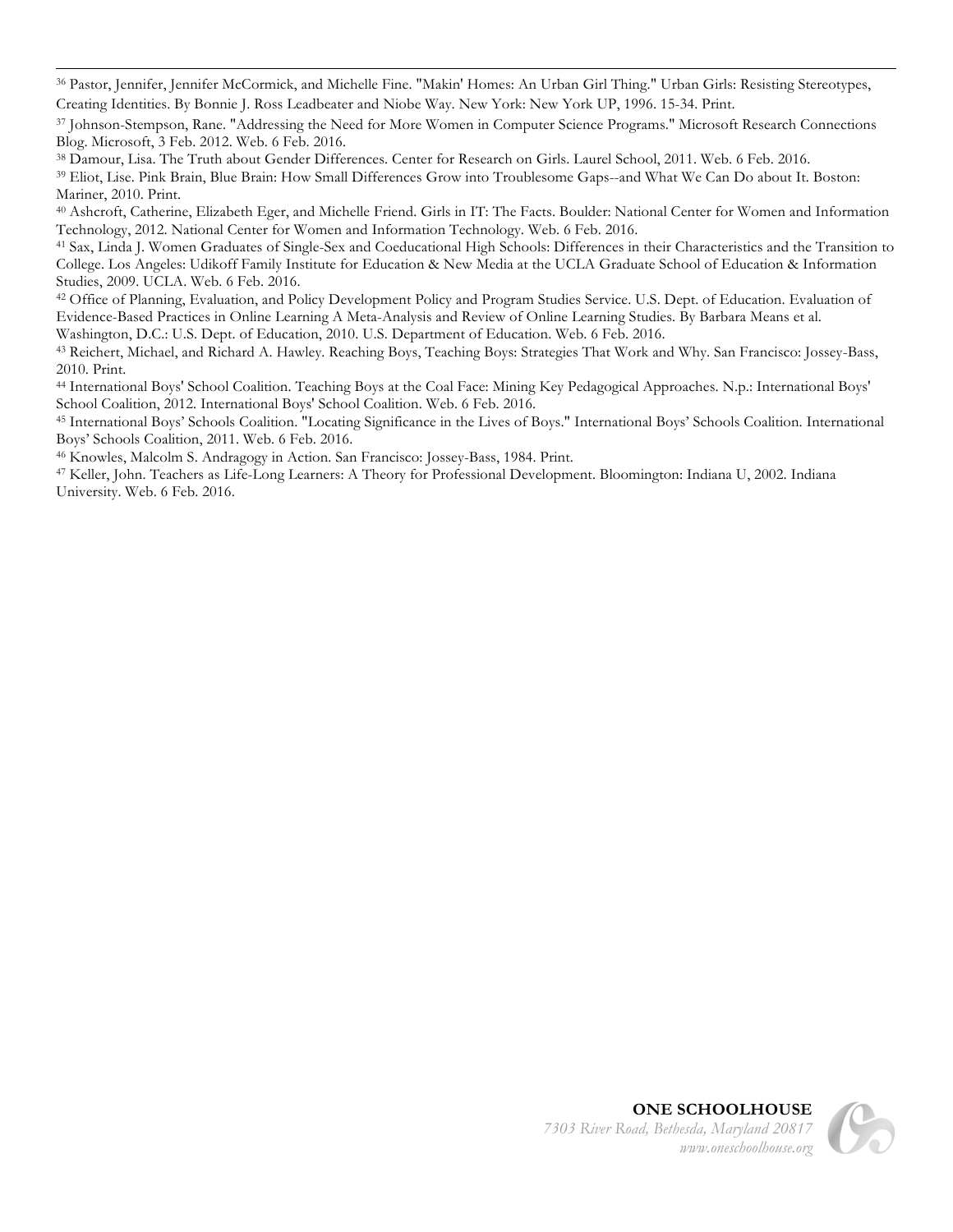[36] Pastor, Jennifer, Jennifer McCormick, and Michelle Fine. "Makin' Homes: An Urban Girl Thing." Urban Girls: Resisting Stereotypes, Creating Identities. By Bonnie J. Ross Leadbeater and Niobe Way. New York: New York UP, 1996. 15-34. Print.

[37] Johnson-Stempson, Rane. "Addressing the Need for More Women in Computer Science Programs." Microsoft Research Connections Blog. Microsoft, 3 Feb. 2012. Web. 6 Feb. 2016.

[38] Damour, Lisa. The Truth about Gender Differences. Center for Research on Girls. Laurel School, 2011. Web. 6 Feb. 2016.

[39] Eliot, Lise. Pink Brain, Blue Brain: How Small Differences Grow into Troublesome Gaps--and What We Can Do about It. Boston: Mariner, 2010. Print.

[40] Ashcroft, Catherine, Elizabeth Eger, and Michelle Friend. Girls in IT: The Facts. Boulder: National Center for Women and Information Technology, 2012. National Center for Women and Information Technology. Web. 6 Feb. 2016.

[41] Sax, Linda J. Women Graduates of Single-Sex and Coeducational High Schools: Differences in their Characteristics and the Transition to College. Los Angeles: Udikoff Family Institute for Education & New Media at the UCLA Graduate School of Education & Information Studies, 2009. UCLA. Web. 6 Feb. 2016.

[42] Office of Planning, Evaluation, and Policy Development Policy and Program Studies Service. U.S. Dept. of Education. Evaluation of Evidence-Based Practices in Online Learning A Meta-Analysis and Review of Online Learning Studies. By Barbara Means et al. Washington, D.C.: U.S. Dept. of Education, 2010. U.S. Department of Education. Web. 6 Feb. 2016.

[43] Reichert, Michael, and Richard A. Hawley. Reaching Boys, Teaching Boys: Strategies That Work and Why. San Francisco: Jossey-Bass, 2010. Print.

[44] International Boys' School Coalition. Teaching Boys at the Coal Face: Mining Key Pedagogical Approaches. N.p.: International Boys' School Coalition, 2012. International Boys' School Coalition. Web. 6 Feb. 2016.

[45] International Boys' Schools Coalition. "Locating Significance in the Lives of Boys." International Boys' Schools Coalition. International Boys' Schools Coalition, 2011. Web. 6 Feb. 2016.

[46] Knowles, Malcolm S. Andragogy in Action. San Francisco: Jossey-Bass, 1984. Print.

[47] Keller, John. Teachers as Life-Long Learners: A Theory for Professional Development. Bloomington: Indiana U, 2002. Indiana University. Web. 6 Feb. 2016.

**ONE SCHOOLHOUSE**
*7303 River Road, Bethesda, Maryland 20817*
*www.oneschoolhouse.org*